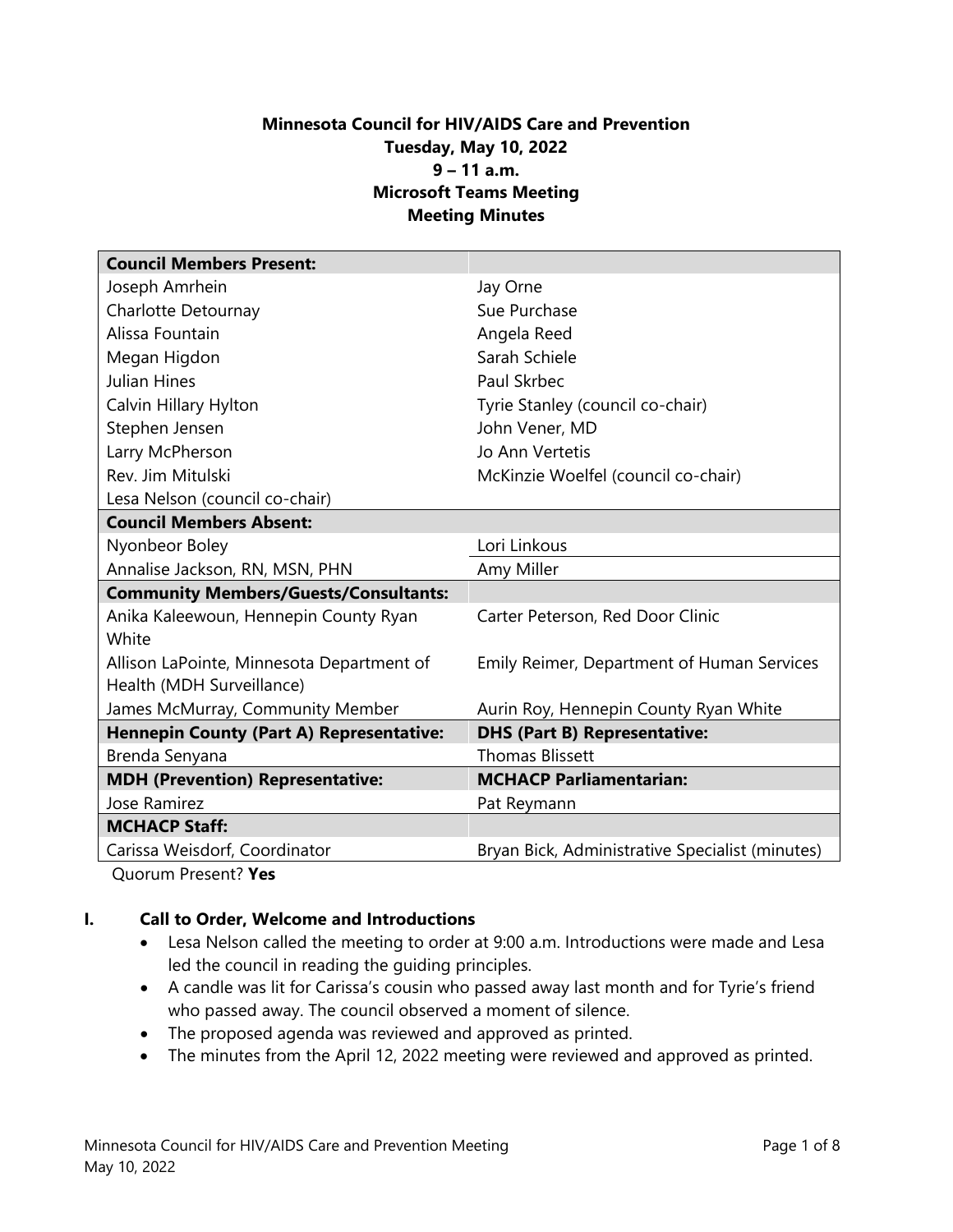# Minnesota Council for HIV/AIDS Care and Prevention
**Tuesday, May 10, 2022**
**9 – 11 a.m.**
**Microsoft Teams Meeting**
**Meeting Minutes**

| **Council Members Present:** | |
|---|---|
| Joseph Amrhein | Jay Orne |
| Charlotte Detournay | Sue Purchase |
| Alissa Fountain | Angela Reed |
| Megan Higdon | Sarah Schiele |
| Julian Hines | Paul Skrbec |
| Calvin Hillary Hylton | Tyrie Stanley (council co-chair) |
| Stephen Jensen | John Vener, MD |
| Larry McPherson | Jo Ann Vertetis |
| Rev. Jim Mitulski | McKinzie Woelfel (council co-chair) |
| Lesa Nelson (council co-chair) | |
| **Council Members Absent:** | |
| Nyonbeor Boley | Lori Linkous |
| Annalise Jackson, RN, MSN, PHN | Amy Miller |
| **Community Members/Guests/Consultants:** | |
| Anika Kaleewoun, Hennepin County Ryan White | Carter Peterson, Red Door Clinic |
| Allison LaPointe, Minnesota Department of Health (MDH Surveillance) | Emily Reimer, Department of Human Services |
| James McMurray, Community Member | Aurin Roy, Hennepin County Ryan White |
| **Hennepin County (Part A) Representative:** | **DHS (Part B) Representative:** |
| Brenda Senyana | Thomas Blissett |
| **MDH (Prevention) Representative:** | **MCHACP Parliamentarian:** |
| Jose Ramirez | Pat Reymann |
| **MCHACP Staff:** | |
| Carissa Weisdorf, Coordinator | Bryan Bick, Administrative Specialist (minutes) |

Quorum Present? **Yes**

## I. Call to Order, Welcome and Introductions

- Lesa Nelson called the meeting to order at 9:00 a.m. Introductions were made and Lesa led the council in reading the guiding principles.
- A candle was lit for Carissa's cousin who passed away last month and for Tyrie's friend who passed away. The council observed a moment of silence.
- The proposed agenda was reviewed and approved as printed.
- The minutes from the April 12, 2022 meeting were reviewed and approved as printed.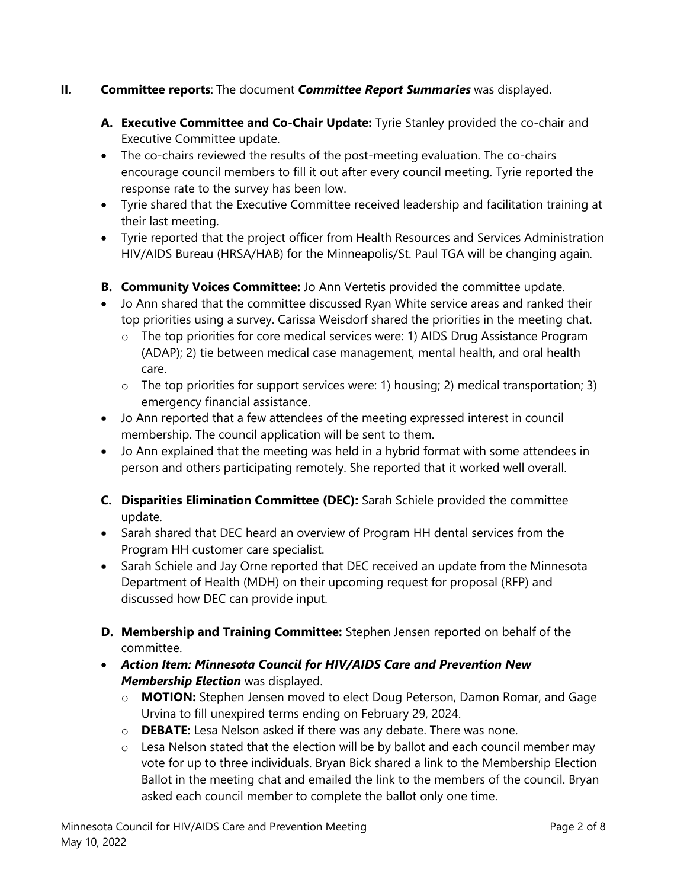## II. **Committee reports**: The document ***Committee Report Summaries*** was displayed.

**A. Executive Committee and Co-Chair Update:** Tyrie Stanley provided the co-chair and Executive Committee update.

- The co-chairs reviewed the results of the post-meeting evaluation. The co-chairs encourage council members to fill it out after every council meeting. Tyrie reported the response rate to the survey has been low.
- Tyrie shared that the Executive Committee received leadership and facilitation training at their last meeting.
- Tyrie reported that the project officer from Health Resources and Services Administration HIV/AIDS Bureau (HRSA/HAB) for the Minneapolis/St. Paul TGA will be changing again.

**B. Community Voices Committee:** Jo Ann Vertetis provided the committee update.

- Jo Ann shared that the committee discussed Ryan White service areas and ranked their top priorities using a survey. Carissa Weisdorf shared the priorities in the meeting chat.
  - The top priorities for core medical services were: 1) AIDS Drug Assistance Program (ADAP); 2) tie between medical case management, mental health, and oral health care.
  - The top priorities for support services were: 1) housing; 2) medical transportation; 3) emergency financial assistance.
- Jo Ann reported that a few attendees of the meeting expressed interest in council membership. The council application will be sent to them.
- Jo Ann explained that the meeting was held in a hybrid format with some attendees in person and others participating remotely. She reported that it worked well overall.

**C. Disparities Elimination Committee (DEC):** Sarah Schiele provided the committee update.

- Sarah shared that DEC heard an overview of Program HH dental services from the Program HH customer care specialist.
- Sarah Schiele and Jay Orne reported that DEC received an update from the Minnesota Department of Health (MDH) on their upcoming request for proposal (RFP) and discussed how DEC can provide input.

**D. Membership and Training Committee:** Stephen Jensen reported on behalf of the committee.

- ***Action Item: Minnesota Council for HIV/AIDS Care and Prevention New Membership Election*** was displayed.
  - **MOTION:** Stephen Jensen moved to elect Doug Peterson, Damon Romar, and Gage Urvina to fill unexpired terms ending on February 29, 2024.
  - **DEBATE:** Lesa Nelson asked if there was any debate. There was none.
  - Lesa Nelson stated that the election will be by ballot and each council member may vote for up to three individuals. Bryan Bick shared a link to the Membership Election Ballot in the meeting chat and emailed the link to the members of the council. Bryan asked each council member to complete the ballot only one time.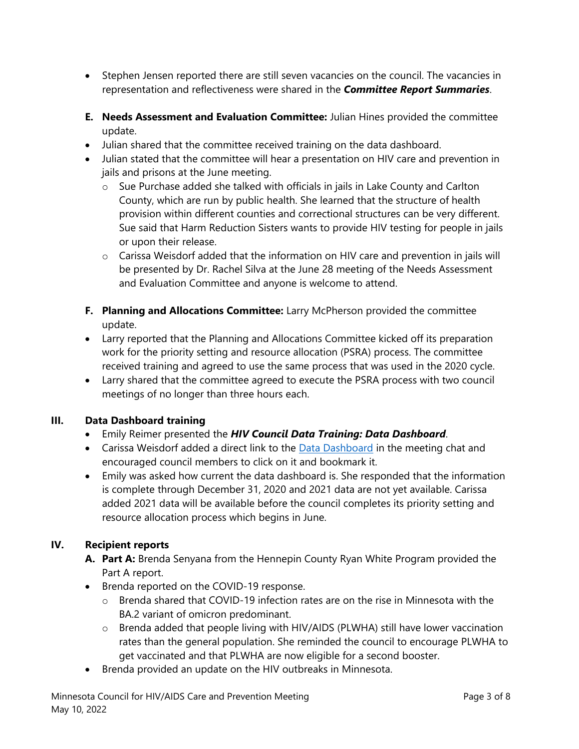- Stephen Jensen reported there are still seven vacancies on the council. The vacancies in representation and reflectiveness were shared in the ***Committee Report Summaries***.

**E. Needs Assessment and Evaluation Committee:** Julian Hines provided the committee update.

- Julian shared that the committee received training on the data dashboard.
- Julian stated that the committee will hear a presentation on HIV care and prevention in jails and prisons at the June meeting.
  - Sue Purchase added she talked with officials in jails in Lake County and Carlton County, which are run by public health. She learned that the structure of health provision within different counties and correctional structures can be very different. Sue said that Harm Reduction Sisters wants to provide HIV testing for people in jails or upon their release.
  - Carissa Weisdorf added that the information on HIV care and prevention in jails will be presented by Dr. Rachel Silva at the June 28 meeting of the Needs Assessment and Evaluation Committee and anyone is welcome to attend.

**F. Planning and Allocations Committee:** Larry McPherson provided the committee update.

- Larry reported that the Planning and Allocations Committee kicked off its preparation work for the priority setting and resource allocation (PSRA) process. The committee received training and agreed to use the same process that was used in the 2020 cycle.
- Larry shared that the committee agreed to execute the PSRA process with two council meetings of no longer than three hours each.

## III. Data Dashboard training

- Emily Reimer presented the ***HIV Council Data Training: Data Dashboard***.
- Carissa Weisdorf added a direct link to the Data Dashboard in the meeting chat and encouraged council members to click on it and bookmark it.
- Emily was asked how current the data dashboard is. She responded that the information is complete through December 31, 2020 and 2021 data are not yet available. Carissa added 2021 data will be available before the council completes its priority setting and resource allocation process which begins in June.

## IV. Recipient reports

**A. Part A:** Brenda Senyana from the Hennepin County Ryan White Program provided the Part A report.

- Brenda reported on the COVID-19 response.
  - Brenda shared that COVID-19 infection rates are on the rise in Minnesota with the BA.2 variant of omicron predominant.
  - Brenda added that people living with HIV/AIDS (PLWHA) still have lower vaccination rates than the general population. She reminded the council to encourage PLWHA to get vaccinated and that PLWHA are now eligible for a second booster.
- Brenda provided an update on the HIV outbreaks in Minnesota.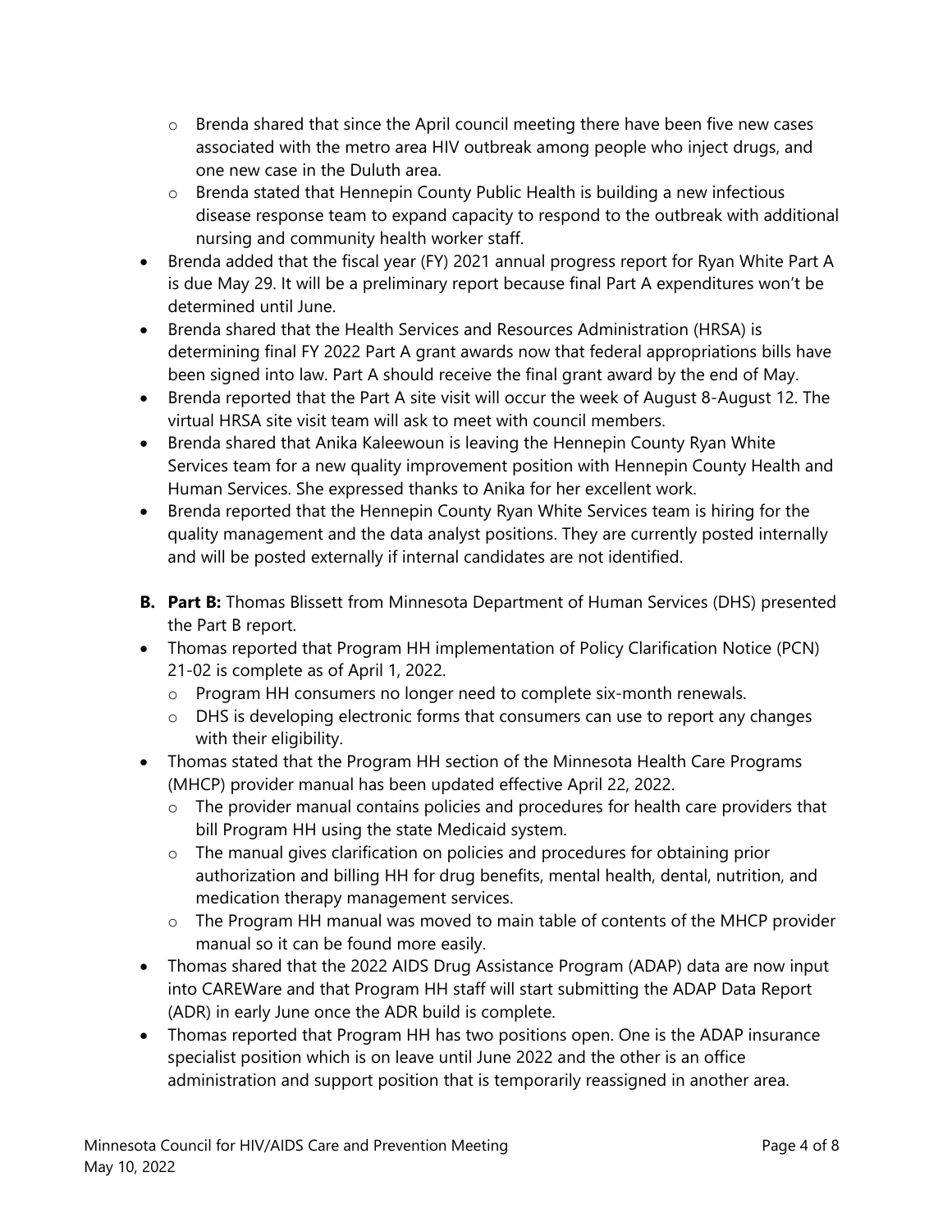- Brenda shared that since the April council meeting there have been five new cases associated with the metro area HIV outbreak among people who inject drugs, and one new case in the Duluth area.
    - Brenda stated that Hennepin County Public Health is building a new infectious disease response team to expand capacity to respond to the outbreak with additional nursing and community health worker staff.
- Brenda added that the fiscal year (FY) 2021 annual progress report for Ryan White Part A is due May 29. It will be a preliminary report because final Part A expenditures won't be determined until June.
- Brenda shared that the Health Services and Resources Administration (HRSA) is determining final FY 2022 Part A grant awards now that federal appropriations bills have been signed into law. Part A should receive the final grant award by the end of May.
- Brenda reported that the Part A site visit will occur the week of August 8-August 12. The virtual HRSA site visit team will ask to meet with council members.
- Brenda shared that Anika Kaleewoun is leaving the Hennepin County Ryan White Services team for a new quality improvement position with Hennepin County Health and Human Services. She expressed thanks to Anika for her excellent work.
- Brenda reported that the Hennepin County Ryan White Services team is hiring for the quality management and the data analyst positions. They are currently posted internally and will be posted externally if internal candidates are not identified.

**B. Part B:** Thomas Blissett from Minnesota Department of Human Services (DHS) presented the Part B report.

- Thomas reported that Program HH implementation of Policy Clarification Notice (PCN) 21-02 is complete as of April 1, 2022.
    - Program HH consumers no longer need to complete six-month renewals.
    - DHS is developing electronic forms that consumers can use to report any changes with their eligibility.
- Thomas stated that the Program HH section of the Minnesota Health Care Programs (MHCP) provider manual has been updated effective April 22, 2022.
    - The provider manual contains policies and procedures for health care providers that bill Program HH using the state Medicaid system.
    - The manual gives clarification on policies and procedures for obtaining prior authorization and billing HH for drug benefits, mental health, dental, nutrition, and medication therapy management services.
    - The Program HH manual was moved to main table of contents of the MHCP provider manual so it can be found more easily.
- Thomas shared that the 2022 AIDS Drug Assistance Program (ADAP) data are now input into CAREWare and that Program HH staff will start submitting the ADAP Data Report (ADR) in early June once the ADR build is complete.
- Thomas reported that Program HH has two positions open. One is the ADAP insurance specialist position which is on leave until June 2022 and the other is an office administration and support position that is temporarily reassigned in another area.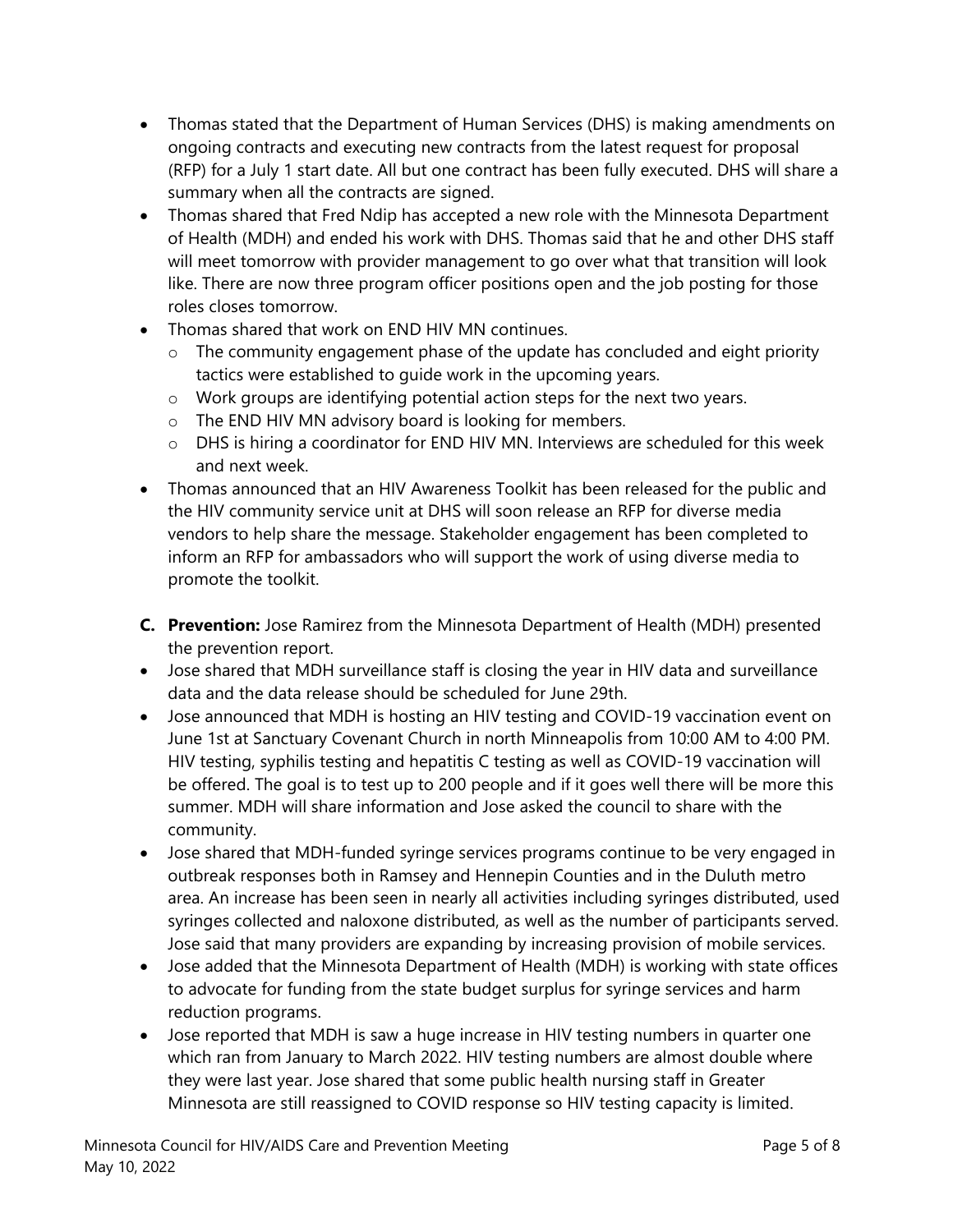- Thomas stated that the Department of Human Services (DHS) is making amendments on ongoing contracts and executing new contracts from the latest request for proposal (RFP) for a July 1 start date. All but one contract has been fully executed. DHS will share a summary when all the contracts are signed.
- Thomas shared that Fred Ndip has accepted a new role with the Minnesota Department of Health (MDH) and ended his work with DHS. Thomas said that he and other DHS staff will meet tomorrow with provider management to go over what that transition will look like. There are now three program officer positions open and the job posting for those roles closes tomorrow.
- Thomas shared that work on END HIV MN continues.
  - The community engagement phase of the update has concluded and eight priority tactics were established to guide work in the upcoming years.
  - Work groups are identifying potential action steps for the next two years.
  - The END HIV MN advisory board is looking for members.
  - DHS is hiring a coordinator for END HIV MN. Interviews are scheduled for this week and next week.
- Thomas announced that an HIV Awareness Toolkit has been released for the public and the HIV community service unit at DHS will soon release an RFP for diverse media vendors to help share the message. Stakeholder engagement has been completed to inform an RFP for ambassadors who will support the work of using diverse media to promote the toolkit.

**C. Prevention:** Jose Ramirez from the Minnesota Department of Health (MDH) presented the prevention report.

- Jose shared that MDH surveillance staff is closing the year in HIV data and surveillance data and the data release should be scheduled for June 29th.
- Jose announced that MDH is hosting an HIV testing and COVID-19 vaccination event on June 1st at Sanctuary Covenant Church in north Minneapolis from 10:00 AM to 4:00 PM. HIV testing, syphilis testing and hepatitis C testing as well as COVID-19 vaccination will be offered. The goal is to test up to 200 people and if it goes well there will be more this summer. MDH will share information and Jose asked the council to share with the community.
- Jose shared that MDH-funded syringe services programs continue to be very engaged in outbreak responses both in Ramsey and Hennepin Counties and in the Duluth metro area. An increase has been seen in nearly all activities including syringes distributed, used syringes collected and naloxone distributed, as well as the number of participants served. Jose said that many providers are expanding by increasing provision of mobile services.
- Jose added that the Minnesota Department of Health (MDH) is working with state offices to advocate for funding from the state budget surplus for syringe services and harm reduction programs.
- Jose reported that MDH is saw a huge increase in HIV testing numbers in quarter one which ran from January to March 2022. HIV testing numbers are almost double where they were last year. Jose shared that some public health nursing staff in Greater Minnesota are still reassigned to COVID response so HIV testing capacity is limited.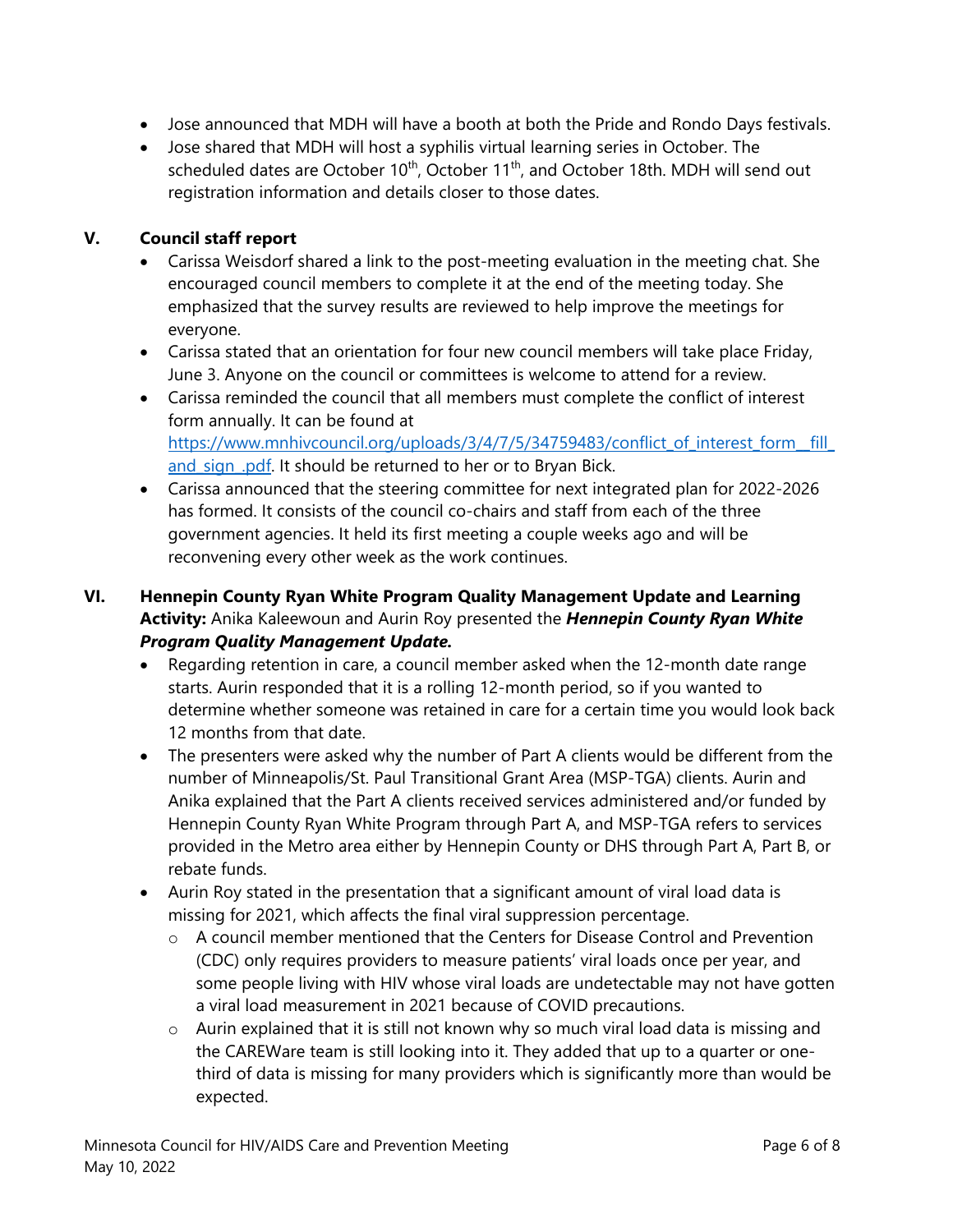- Jose announced that MDH will have a booth at both the Pride and Rondo Days festivals.
- Jose shared that MDH will host a syphilis virtual learning series in October. The scheduled dates are October 10th, October 11th, and October 18th. MDH will send out registration information and details closer to those dates.

## V. Council staff report

- Carissa Weisdorf shared a link to the post-meeting evaluation in the meeting chat. She encouraged council members to complete it at the end of the meeting today. She emphasized that the survey results are reviewed to help improve the meetings for everyone.
- Carissa stated that an orientation for four new council members will take place Friday, June 3. Anyone on the council or committees is welcome to attend for a review.
- Carissa reminded the council that all members must complete the conflict of interest form annually. It can be found at [https://www.mnhivcouncil.org/uploads/3/4/7/5/34759483/conflict_of_interest_form__fill_and_sign_.pdf](https://www.mnhivcouncil.org/uploads/3/4/7/5/34759483/conflict_of_interest_form__fill_and_sign_.pdf). It should be returned to her or to Bryan Bick.
- Carissa announced that the steering committee for next integrated plan for 2022-2026 has formed. It consists of the council co-chairs and staff from each of the three government agencies. It held its first meeting a couple weeks ago and will be reconvening every other week as the work continues.

## VI. Hennepin County Ryan White Program Quality Management Update and Learning Activity:

Anika Kaleewoun and Aurin Roy presented the ***Hennepin County Ryan White Program Quality Management Update.***

- Regarding retention in care, a council member asked when the 12-month date range starts. Aurin responded that it is a rolling 12-month period, so if you wanted to determine whether someone was retained in care for a certain time you would look back 12 months from that date.
- The presenters were asked why the number of Part A clients would be different from the number of Minneapolis/St. Paul Transitional Grant Area (MSP-TGA) clients. Aurin and Anika explained that the Part A clients received services administered and/or funded by Hennepin County Ryan White Program through Part A, and MSP-TGA refers to services provided in the Metro area either by Hennepin County or DHS through Part A, Part B, or rebate funds.
- Aurin Roy stated in the presentation that a significant amount of viral load data is missing for 2021, which affects the final viral suppression percentage.
  - A council member mentioned that the Centers for Disease Control and Prevention (CDC) only requires providers to measure patients' viral loads once per year, and some people living with HIV whose viral loads are undetectable may not have gotten a viral load measurement in 2021 because of COVID precautions.
  - Aurin explained that it is still not known why so much viral load data is missing and the CAREWare team is still looking into it. They added that up to a quarter or one-third of data is missing for many providers which is significantly more than would be expected.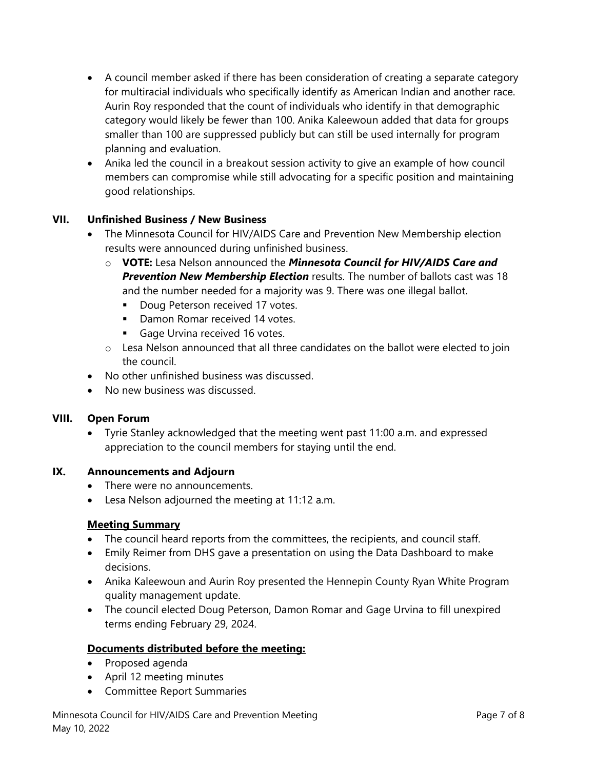- A council member asked if there has been consideration of creating a separate category for multiracial individuals who specifically identify as American Indian and another race. Aurin Roy responded that the count of individuals who identify in that demographic category would likely be fewer than 100. Anika Kaleewoun added that data for groups smaller than 100 are suppressed publicly but can still be used internally for program planning and evaluation.
- Anika led the council in a breakout session activity to give an example of how council members can compromise while still advocating for a specific position and maintaining good relationships.

## VII. Unfinished Business / New Business

- The Minnesota Council for HIV/AIDS Care and Prevention New Membership election results were announced during unfinished business.
  - **VOTE:** Lesa Nelson announced the ***Minnesota Council for HIV/AIDS Care and Prevention New Membership Election*** results. The number of ballots cast was 18 and the number needed for a majority was 9. There was one illegal ballot.
    - Doug Peterson received 17 votes.
    - Damon Romar received 14 votes.
    - Gage Urvina received 16 votes.
  - Lesa Nelson announced that all three candidates on the ballot were elected to join the council.
- No other unfinished business was discussed.
- No new business was discussed.

## VIII. Open Forum

- Tyrie Stanley acknowledged that the meeting went past 11:00 a.m. and expressed appreciation to the council members for staying until the end.

## IX. Announcements and Adjourn

- There were no announcements.
- Lesa Nelson adjourned the meeting at 11:12 a.m.

**Meeting Summary**

- The council heard reports from the committees, the recipients, and council staff.
- Emily Reimer from DHS gave a presentation on using the Data Dashboard to make decisions.
- Anika Kaleewoun and Aurin Roy presented the Hennepin County Ryan White Program quality management update.
- The council elected Doug Peterson, Damon Romar and Gage Urvina to fill unexpired terms ending February 29, 2024.

**Documents distributed before the meeting:**

- Proposed agenda
- April 12 meeting minutes
- Committee Report Summaries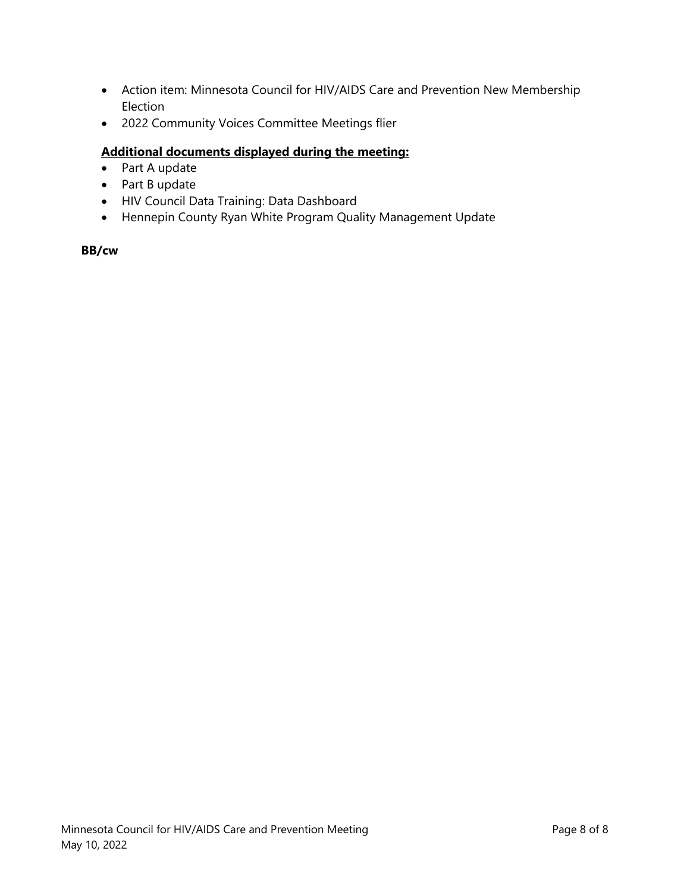- Action item: Minnesota Council for HIV/AIDS Care and Prevention New Membership Election
- 2022 Community Voices Committee Meetings flier

**Additional documents displayed during the meeting:**

- Part A update
- Part B update
- HIV Council Data Training: Data Dashboard
- Hennepin County Ryan White Program Quality Management Update

**BB/cw**